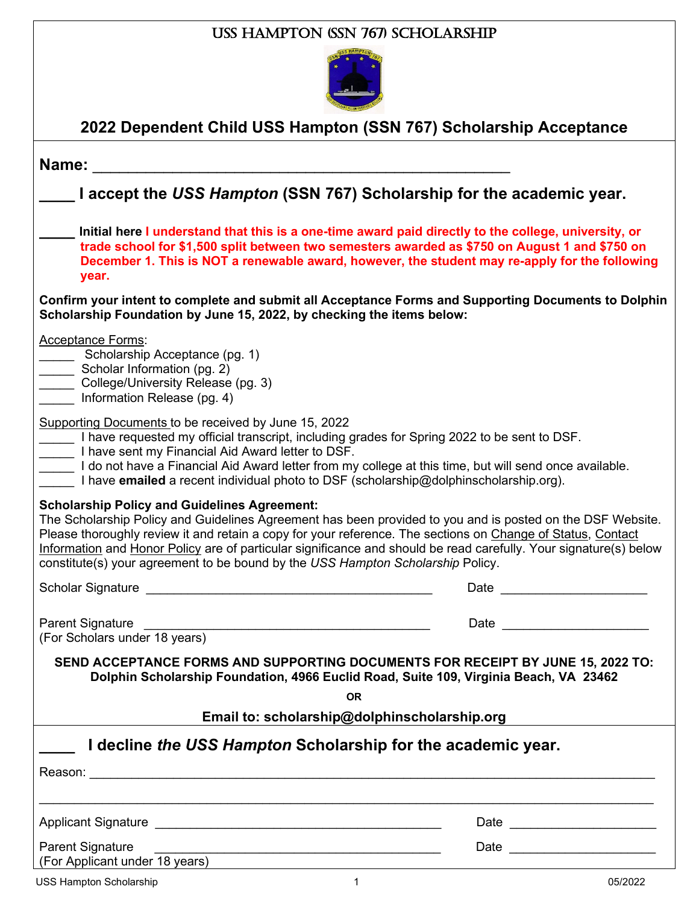# USS HAMPTON (SSN 767) SCHOLARSHIP

## 2022 Dependent Child USS Hampton (SSN 767) Scholarship Acceptance

**Name:** ___________________________________________________

**____ I accept the *USS Hampton* (SSN 767) Scholarship for the academic year.**

**_____ Initial here** **I understand that this is a one-time award paid directly to the college, university, or trade school for $1,500 split between two semesters awarded as $750 on August 1 and $750 on December 1. This is NOT a renewable award, however, the student may re-apply for the following year.**

**Confirm your intent to complete and submit all Acceptance Forms and Supporting Documents to Dolphin Scholarship Foundation by June 15, 2022, by checking the items below:**

Acceptance Forms:

_____ Scholarship Acceptance (pg. 1)
_____ Scholar Information (pg. 2)
_____ College/University Release (pg. 3)
_____ Information Release (pg. 4)

Supporting Documents to be received by June 15, 2022

_____ I have requested my official transcript, including grades for Spring 2022 to be sent to DSF.
_____ I have sent my Financial Aid Award letter to DSF.
_____ I do not have a Financial Aid Award letter from my college at this time, but will send once available.
_____ I have **emailed** a recent individual photo to DSF (scholarship@dolphinscholarship.org).

**Scholarship Policy and Guidelines Agreement:**
The Scholarship Policy and Guidelines Agreement has been provided to you and is posted on the DSF Website. Please thoroughly review it and retain a copy for your reference. The sections on Change of Status, Contact Information and Honor Policy are of particular significance and should be read carefully. Your signature(s) below constitute(s) your agreement to be bound by the *USS Hampton Scholarship* Policy.

Scholar Signature ________________________________________ Date ____________________

Parent Signature ________________________________________ Date ____________________
(For Scholars under 18 years)

**SEND ACCEPTANCE FORMS AND SUPPORTING DOCUMENTS FOR RECEIPT BY JUNE 15, 2022 TO:**
**Dolphin Scholarship Foundation, 4966 Euclid Road, Suite 109, Virginia Beach, VA 23462**

**OR**

**Email to: scholarship@dolphinscholarship.org**

**____ I decline *the USS Hampton* Scholarship for the academic year.**

Reason: ___________________________________________________________________________

___________________________________________________________________________________

Applicant Signature ________________________________________ Date ____________________

Parent Signature ________________________________________ Date ____________________
(For Applicant under 18 years)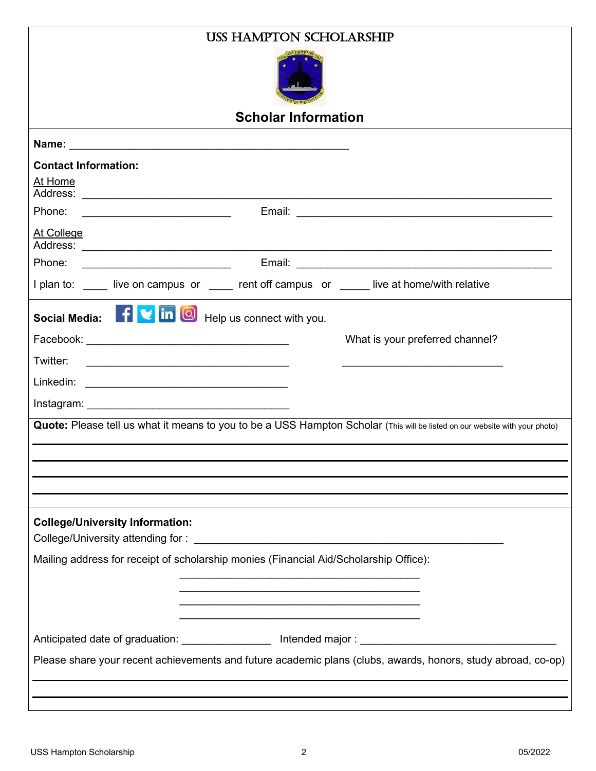# USS HAMPTON SCHOLARSHIP

## Scholar Information

**Name:** ______________________________________________

**Contact Information:**

At Home
Address: ____________________________________________________________________________

Phone: _________________________ Email: ___________________________________________

At College
Address: ____________________________________________________________________________

Phone: _________________________ Email: ___________________________________________

I plan to: ____ live on campus or ____ rent off campus or _____ live at home/with relative

**Social Media:** Help us connect with you.

Facebook: __________________________________ What is your preferred channel?

Twitter: __________________________________ ___________________________

Linkedin: __________________________________

Instagram: __________________________________

**Quote:** Please tell us what it means to you to be a USS Hampton Scholar (This will be listed on our website with your photo)

_______________________________________________________________________________

_______________________________________________________________________________

_______________________________________________________________________________

_______________________________________________________________________________

**College/University Information:**

College/University attending for : ____________________________________________________

Mailing address for receipt of scholarship monies (Financial Aid/Scholarship Office):

________________________________________

________________________________________

________________________________________

________________________________________

Anticipated date of graduation: _______________ Intended major : ______________________________

Please share your recent achievements and future academic plans (clubs, awards, honors, study abroad, co-op)

_______________________________________________________________________________

_______________________________________________________________________________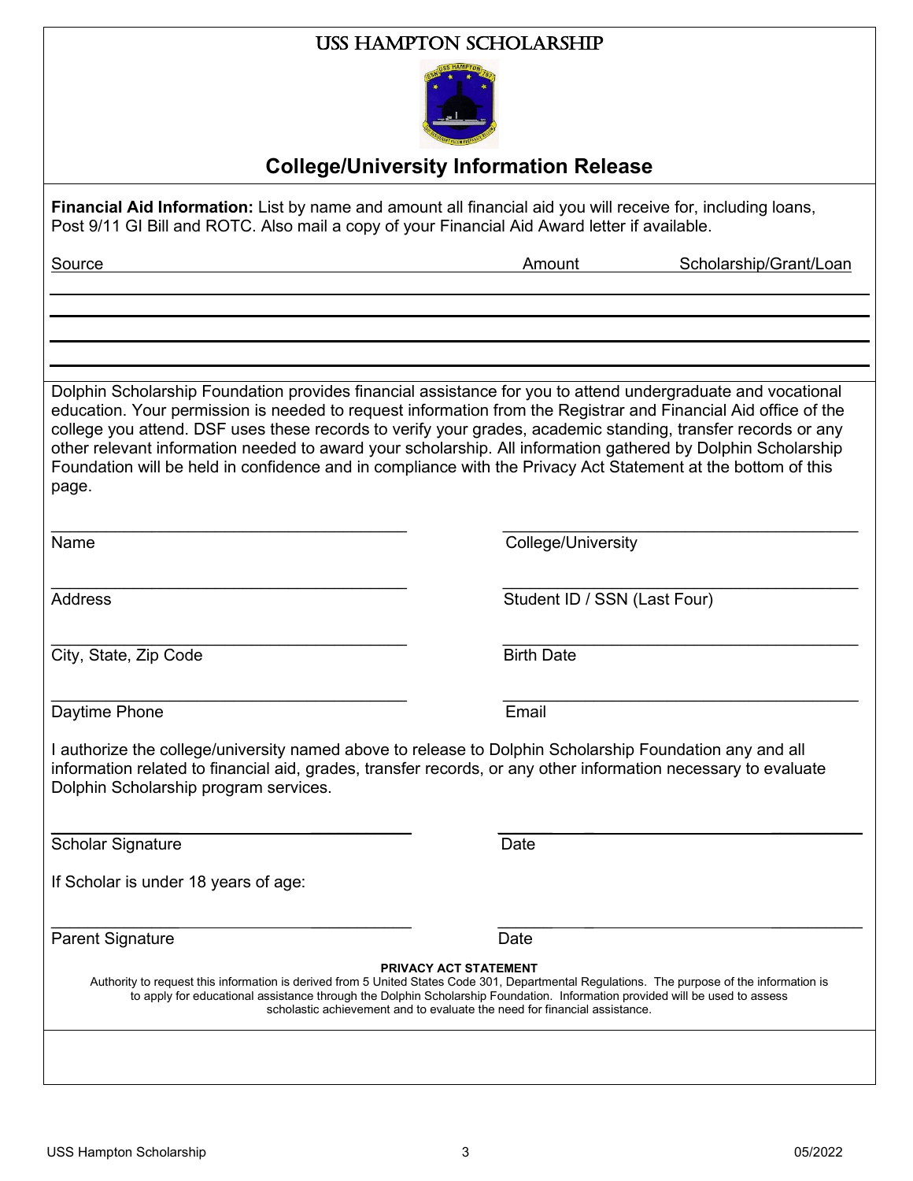# USS HAMPTON SCHOLARSHIP

## College/University Information Release

**Financial Aid Information:** List by name and amount all financial aid you will receive for, including loans, Post 9/11 GI Bill and ROTC. Also mail a copy of your Financial Aid Award letter if available.

| Source | Amount | Scholarship/Grant/Loan |
| --- | --- | --- |
| | | |
| | | |
| | | |
| | | |

Dolphin Scholarship Foundation provides financial assistance for you to attend undergraduate and vocational education. Your permission is needed to request information from the Registrar and Financial Aid office of the college you attend. DSF uses these records to verify your grades, academic standing, transfer records or any other relevant information needed to award your scholarship. All information gathered by Dolphin Scholarship Foundation will be held in confidence and in compliance with the Privacy Act Statement at the bottom of this page.

Name \_\_\_\_\_\_\_\_\_\_\_\_\_\_\_\_\_\_\_\_\_\_\_\_\_\_\_\_\_\_\_\_

College/University \_\_\_\_\_\_\_\_\_\_\_\_\_\_\_\_\_\_\_\_\_\_\_\_\_\_\_\_\_\_\_\_

Address \_\_\_\_\_\_\_\_\_\_\_\_\_\_\_\_\_\_\_\_\_\_\_\_\_\_\_\_\_\_\_\_

Student ID / SSN (Last Four) \_\_\_\_\_\_\_\_\_\_\_\_\_\_\_\_\_\_\_\_\_\_\_\_\_\_\_\_\_\_\_\_

City, State, Zip Code \_\_\_\_\_\_\_\_\_\_\_\_\_\_\_\_\_\_\_\_\_\_\_\_\_\_\_\_\_\_\_\_

Birth Date \_\_\_\_\_\_\_\_\_\_\_\_\_\_\_\_\_\_\_\_\_\_\_\_\_\_\_\_\_\_\_\_

Daytime Phone \_\_\_\_\_\_\_\_\_\_\_\_\_\_\_\_\_\_\_\_\_\_\_\_\_\_\_\_\_\_\_\_

Email \_\_\_\_\_\_\_\_\_\_\_\_\_\_\_\_\_\_\_\_\_\_\_\_\_\_\_\_\_\_\_\_

I authorize the college/university named above to release to Dolphin Scholarship Foundation any and all information related to financial aid, grades, transfer records, or any other information necessary to evaluate Dolphin Scholarship program services.

Scholar Signature \_\_\_\_\_\_\_\_\_\_\_\_\_\_\_\_\_\_\_\_\_\_\_\_\_\_\_\_\_\_\_\_ Date \_\_\_\_\_\_\_\_\_\_\_\_\_\_\_\_

If Scholar is under 18 years of age:

Parent Signature \_\_\_\_\_\_\_\_\_\_\_\_\_\_\_\_\_\_\_\_\_\_\_\_\_\_\_\_\_\_\_\_ Date \_\_\_\_\_\_\_\_\_\_\_\_\_\_\_\_

**PRIVACY ACT STATEMENT**

Authority to request this information is derived from 5 United States Code 301, Departmental Regulations. The purpose of the information is to apply for educational assistance through the Dolphin Scholarship Foundation. Information provided will be used to assess scholastic achievement and to evaluate the need for financial assistance.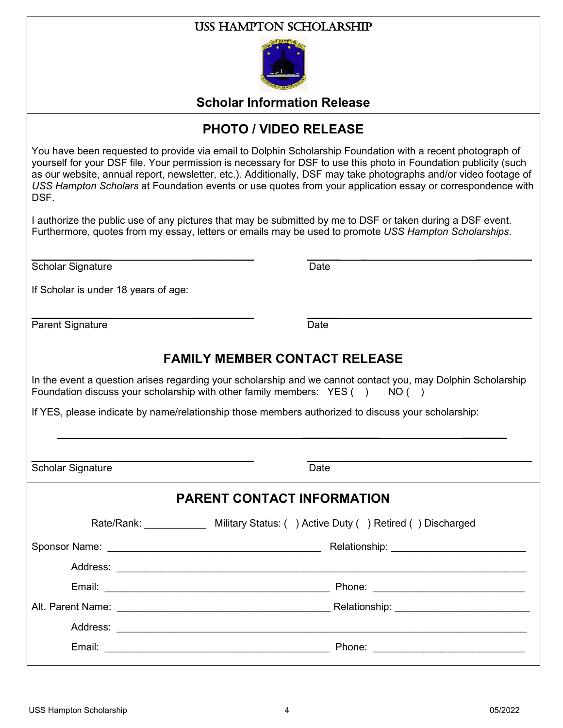# USS HAMPTON SCHOLARSHIP

## Scholar Information Release

## PHOTO / VIDEO RELEASE

You have been requested to provide via email to Dolphin Scholarship Foundation with a recent photograph of yourself for your DSF file. Your permission is necessary for DSF to use this photo in Foundation publicity (such as our website, annual report, newsletter, etc.). Additionally, DSF may take photographs and/or video footage of *USS Hampton Scholars* at Foundation events or use quotes from your application essay or correspondence with DSF.

I authorize the public use of any pictures that may be submitted by me to DSF or taken during a DSF event. Furthermore, quotes from my essay, letters or emails may be used to promote *USS Hampton Scholarships*.

_______________________________ _______________________________

Scholar Signature Date

If Scholar is under 18 years of age:

_______________________________ _______________________________

Parent Signature Date

## FAMILY MEMBER CONTACT RELEASE

In the event a question arises regarding your scholarship and we cannot contact you, may Dolphin Scholarship Foundation discuss your scholarship with other family members: YES ( ) NO ( )

If YES, please indicate by name/relationship those members authorized to discuss your scholarship:

_______________________________________________________________

_______________________________ _______________________________

Scholar Signature Date

## PARENT CONTACT INFORMATION

Rate/Rank: ___________ Military Status: ( ) Active Duty ( ) Retired ( ) Discharged

Sponsor Name: ________________________________________ Relationship: ______________________

Address: ____________________________________________________________________________

Email: ________________________________________ Phone: ___________________________

Alt. Parent Name: ________________________________________ Relationship: ______________________

Address: ____________________________________________________________________________

Email: ________________________________________ Phone: ___________________________